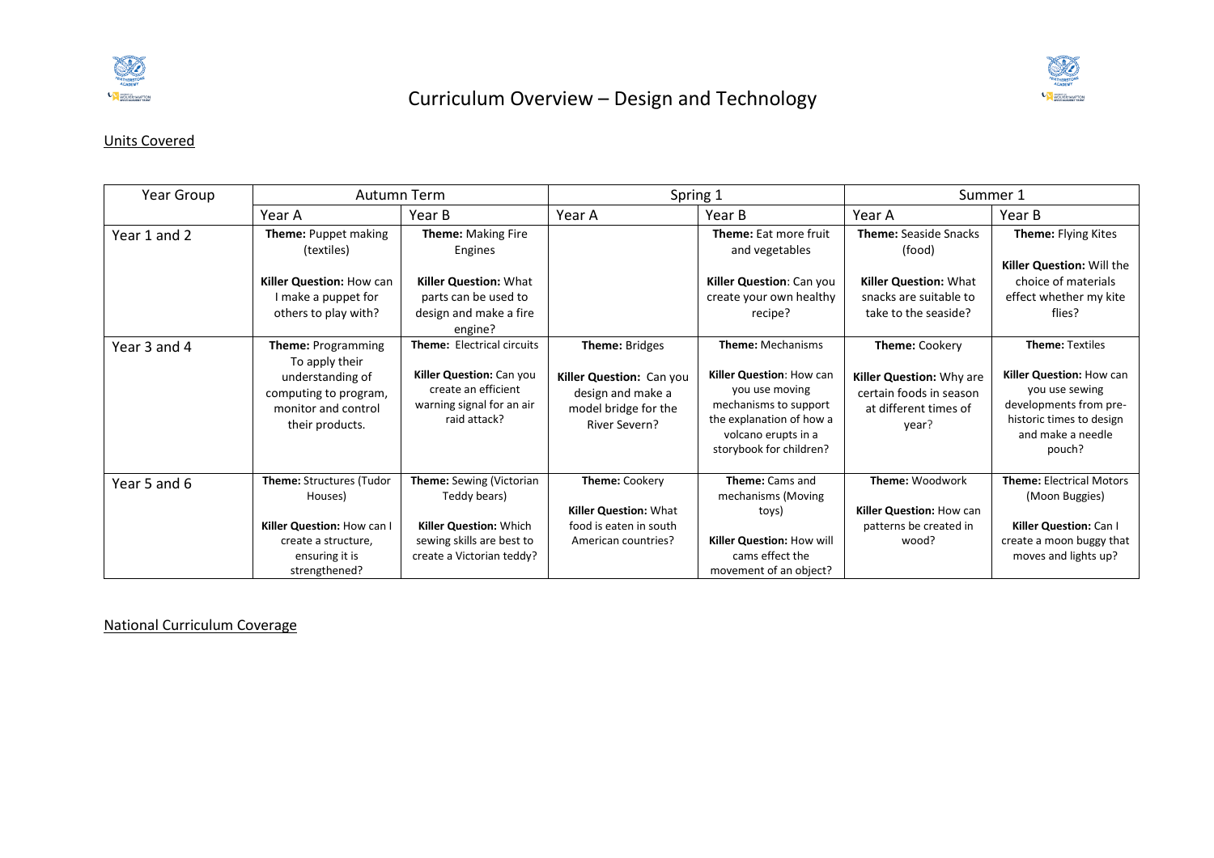# Curriculum Overview – Design and Technology

Units Covered

| Year Group | Autumn Term | | Spring 1 | | Summer 1 | |
|---|---|---|---|---|---|---|
| | Year A | Year B | Year A | Year B | Year A | Year B |
| Year 1 and 2 | **Theme:** Puppet making (textiles)<br><br>**Killer Question:** How can I make a puppet for others to play with? | **Theme:** Making Fire Engines<br><br>**Killer Question:** What parts can be used to design and make a fire engine? | | **Theme:** Eat more fruit and vegetables<br><br>**Killer Question**: Can you create your own healthy recipe? | **Theme:** Seaside Snacks (food)<br><br>**Killer Question:** What snacks are suitable to take to the seaside? | **Theme:** Flying Kites<br><br>**Killer Question:** Will the choice of materials effect whether my kite flies? |
| Year 3 and 4 | **Theme:** Programming To apply their understanding of computing to program, monitor and control their products. | **Theme:** Electrical circuits<br><br>**Killer Question:** Can you create an efficient warning signal for an air raid attack? | **Theme:** Bridges<br><br>**Killer Question:** Can you design and make a model bridge for the River Severn? | **Theme:** Mechanisms<br><br>**Killer Question**: How can you use moving mechanisms to support the explanation of how a volcano erupts in a storybook for children? | **Theme:** Cookery<br><br>**Killer Question:** Why are certain foods in season at different times of year? | **Theme:** Textiles<br><br>**Killer Question:** How can you use sewing developments from pre-historic times to design and make a needle pouch? |
| Year 5 and 6 | **Theme:** Structures (Tudor Houses)<br><br>**Killer Question:** How can I create a structure, ensuring it is strengthened? | **Theme:** Sewing (Victorian Teddy bears)<br><br>**Killer Question:** Which sewing skills are best to create a Victorian teddy? | **Theme:** Cookery<br><br>**Killer Question:** What food is eaten in south American countries? | **Theme:** Cams and mechanisms (Moving toys)<br><br>**Killer Question:** How will cams effect the movement of an object? | **Theme:** Woodwork<br><br>**Killer Question:** How can patterns be created in wood? | **Theme:** Electrical Motors (Moon Buggies)<br><br>**Killer Question:** Can I create a moon buggy that moves and lights up? |

National Curriculum Coverage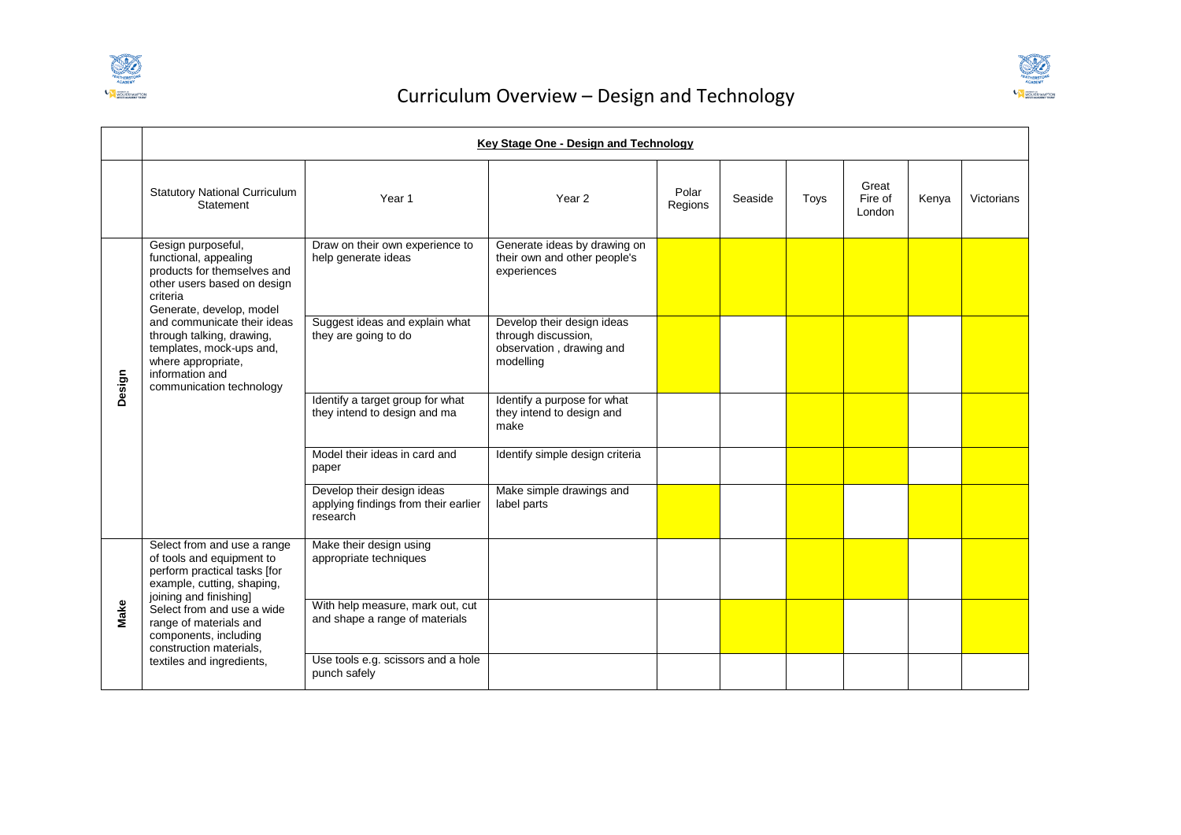# Curriculum Overview – Design and Technology

## Key Stage One - Design and Technology

Cells marked "(highlighted)" are shaded yellow in the original.

| | Statutory National Curriculum Statement | Year 1 | Year 2 | Polar Regions | Seaside | Toys | Great Fire of London | Kenya | Victorians |
|---|---|---|---|---|---|---|---|---|---|
| **Design** | Gesign purposeful, functional, appealing products for themselves and other users based on design criteria<br>Generate, develop, model and communicate their ideas through talking, drawing, templates, mock-ups and, where appropriate, information and communication technology | Draw on their own experience to help generate ideas | Generate ideas by drawing on their own and other people's experiences | (highlighted) | (highlighted) | (highlighted) | (highlighted) | (highlighted) | (highlighted) |
| | | Suggest ideas and explain what they are going to do | Develop their design ideas through discussion, observation , drawing and modelling | (highlighted) | | (highlighted) | (highlighted) | | (highlighted) |
| | | Identify a target group for what they intend to design and ma | Identify a purpose for what they intend to design and make | | | (highlighted) | (highlighted) | | (highlighted) |
| | | Model their ideas in card and paper | Identify simple design criteria | | | (highlighted) | (highlighted) | | (highlighted) |
| | | Develop their design ideas applying findings from their earlier research | Make simple drawings and label parts | (highlighted) | | (highlighted) | | (highlighted) | (highlighted) |
| **Make** | Select from and use a range of tools and equipment to perform practical tasks [for example, cutting, shaping, joining and finishing]<br>Select from and use a wide range of materials and components, including construction materials, textiles and ingredients, | Make their design using appropriate techniques | | | | (highlighted) | (highlighted) | | (highlighted) |
| | | With help measure, mark out, cut and shape a range of materials | | | (highlighted) | (highlighted) | | | (highlighted) |
| | | Use tools e.g. scissors and a hole punch safely | | | | | | | |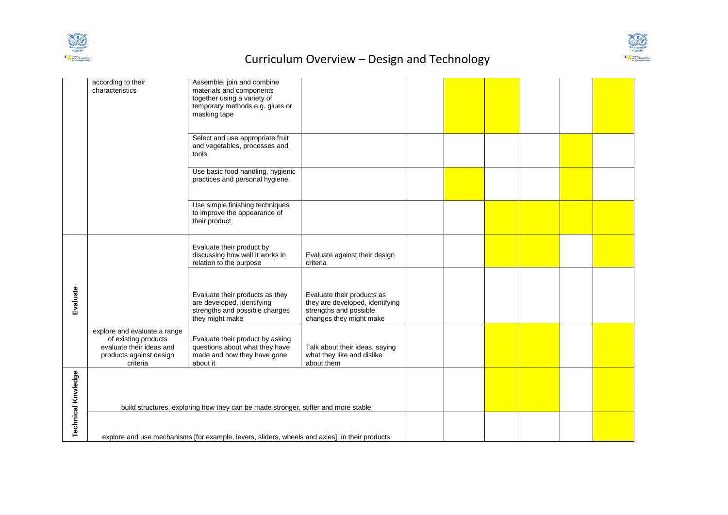| | according to their characteristics | Assemble, join and combine materials and components together using a variety of temporary methods e.g. glues or masking tape | | | | | | | |
|---|---|---|---|---|---|---|---|---|---|
| | | Select and use appropriate fruit and vegetables, processes and tools | | | | | | | |
| | | Use basic food handling, hygienic practices and personal hygiene | | | | | | | |
| | | Use simple finishing techniques to improve the appearance of their product | | | | | | | |
| Evaluate | | Evaluate their product by discussing how well it works in relation to the purpose | Evaluate against their design criteria | | | | | | |
| | | Evaluate their products as they are developed, identifying strengths and possible changes they might make | Evaluate their products as they are developed, identifying strengths and possible changes they might make | | | | | | |
| | explore and evaluate a range of existing products evaluate their ideas and products against design criteria | Evaluate their product by asking questions about what they have made and how they have gone about it | Talk about their ideas, saying what they like and dislike about them | | | | | | |
| Technical Knwledge | build structures, exploring how they can be made stronger, stiffer and more stable | | | | | | | | |
| | explore and use mechanisms [for example, levers, sliders, wheels and axles], in their products | | | | | | | | |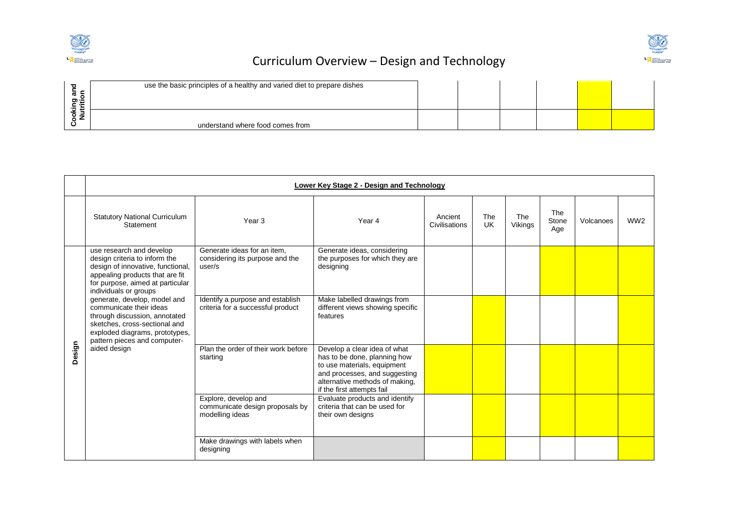# Curriculum Overview – Design and Technology

| Cooking and Nutrition | | | | | | | |
|---|---|---|---|---|---|---|---|
| | use the basic principles of a healthy and varied diet to prepare dishes | | | | | | |
| | understand where food comes from | | | | | | |

| | Lower Key Stage 2 - Design and Technology | | | | | | | | |
|---|---|---|---|---|---|---|---|---|---|
| | Statutory National Curriculum Statement | Year 3 | Year 4 | Ancient Civilisations | The UK | The Vikings | The Stone Age | Volcanoes | WW2 |
| Design | use research and develop design criteria to inform the design of innovative, functional, appealing products that are fit for purpose, aimed at particular individuals or groups<br>generate, develop, model and communicate their ideas through discussion, annotated sketches, cross-sectional and exploded diagrams, prototypes, pattern pieces and computer-aided design | Generate ideas for an item, considering its purpose and the user/s | Generate ideas, considering the purposes for which they are designing | | | | | | |
| | | Identify a purpose and establish criteria for a successful product | Make labelled drawings from different views showing specific features | | | | | | |
| | | Plan the order of their work before starting | Develop a clear idea of what has to be done, planning how to use materials, equipment and processes, and suggesting alternative methods of making, if the first attempts fail | | | | | | |
| | | Explore, develop and communicate design proposals by modelling ideas | Evaluate products and identify criteria that can be used for their own designs | | | | | | |
| | | Make drawings with labels when designing | | | | | | | |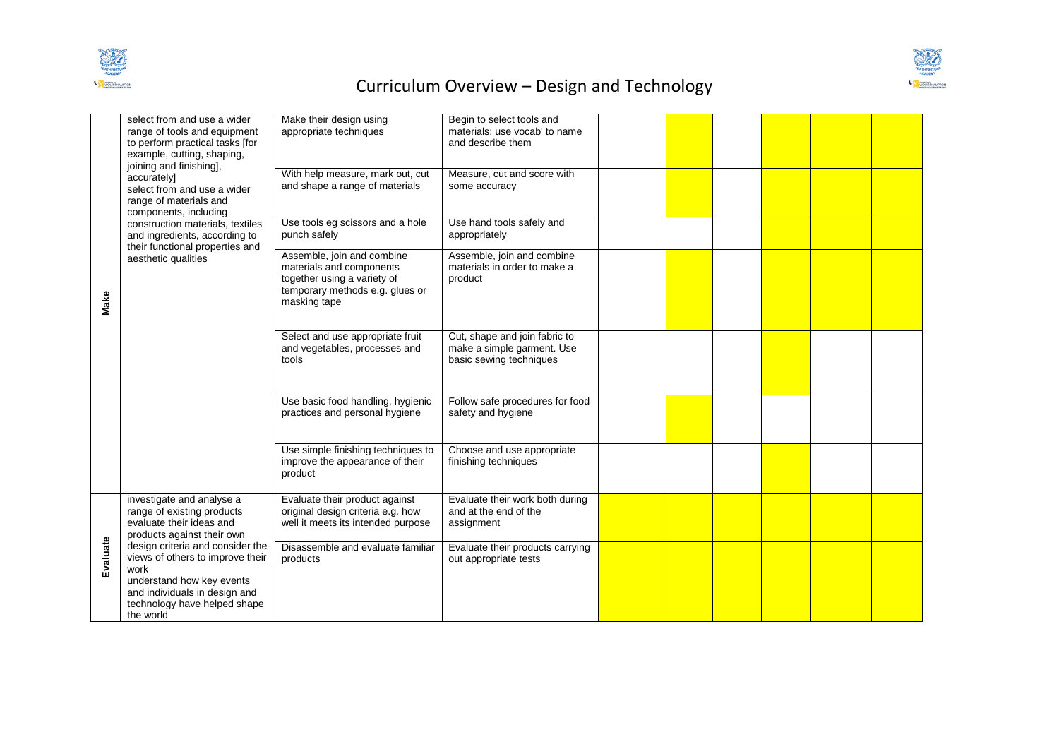| | | | | | | | | | |
|---|---|---|---|---|---|---|---|---|---|
| **Make** | select from and use a wider range of tools and equipment to perform practical tasks [for example, cutting, shaping, joining and finishing], accurately] select from and use a wider range of materials and components, including construction materials, textiles and ingredients, according to their functional properties and aesthetic qualities | Make their design using appropriate techniques | Begin to select tools and materials; use vocab' to name and describe them | | | | | | |
| | | With help measure, mark out, cut and shape a range of materials | Measure, cut and score with some accuracy | | | | | | |
| | | Use tools eg scissors and a hole punch safely | Use hand tools safely and appropriately | | | | | | |
| | | Assemble, join and combine materials and components together using a variety of temporary methods e.g. glues or masking tape | Assemble, join and combine materials in order to make a product | | | | | | |
| | | Select and use appropriate fruit and vegetables, processes and tools | Cut, shape and join fabric to make a simple garment. Use basic sewing techniques | | | | | | |
| | | Use basic food handling, hygienic practices and personal hygiene | Follow safe procedures for food safety and hygiene | | | | | | |
| | | Use simple finishing techniques to improve the appearance of their product | Choose and use appropriate finishing techniques | | | | | | |
| **Evaluate** | investigate and analyse a range of existing products evaluate their ideas and products against their own design criteria and consider the views of others to improve their work understand how key events and individuals in design and technology have helped shape the world | Evaluate their product against original design criteria e.g. how well it meets its intended purpose | Evaluate their work both during and at the end of the assignment | | | | | | |
| | | Disassemble and evaluate familiar products | Evaluate their products carrying out appropriate tests | | | | | | |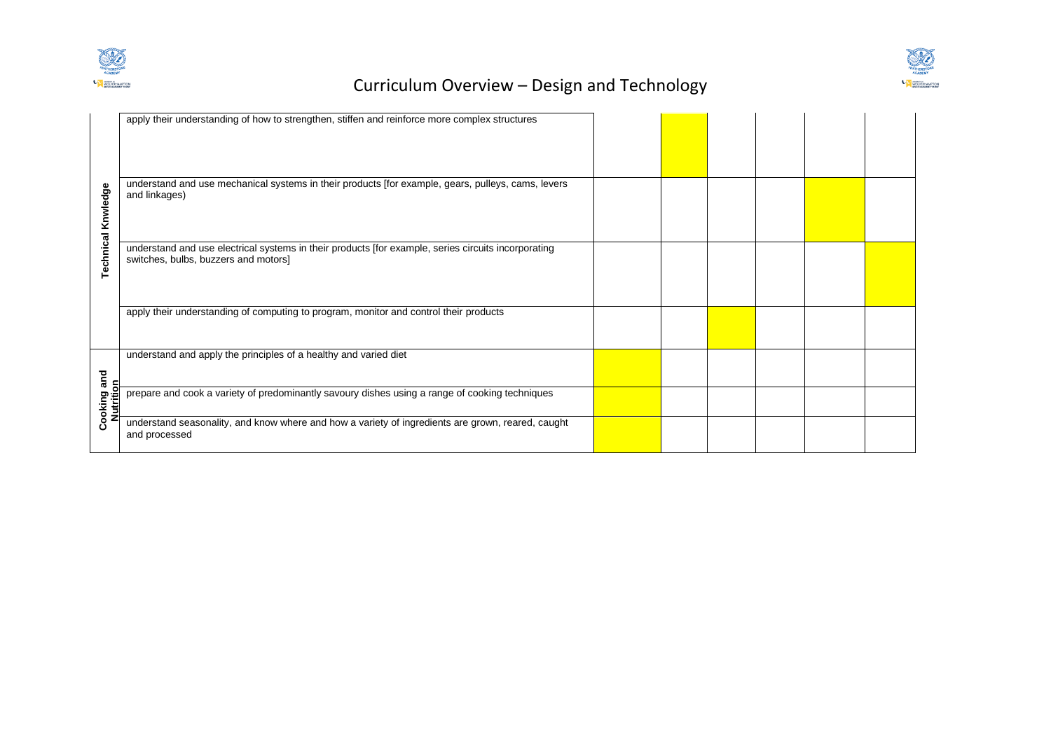# Curriculum Overview – Design and Technology

| | | | | | | | |
|---|---|---|---|---|---|---|---|
| **Technical Knwledge** | apply their understanding of how to strengthen, stiffen and reinforce more complex structures | | ■ | | | | |
| | understand and use mechanical systems in their products [for example, gears, pulleys, cams, levers and linkages) | | | | | ■ | |
| | understand and use electrical systems in their products [for example, series circuits incorporating switches, bulbs, buzzers and motors] | | | | | | ■ |
| | apply their understanding of computing to program, monitor and control their products | | | ■ | | | |
| **Cooking and Nutrition** | understand and apply the principles of a healthy and varied diet | ■ | | | | | |
| | prepare and cook a variety of predominantly savoury dishes using a range of cooking techniques | ■ | | | | | |
| | understand seasonality, and know where and how a variety of ingredients are grown, reared, caught and processed | ■ | | | | | |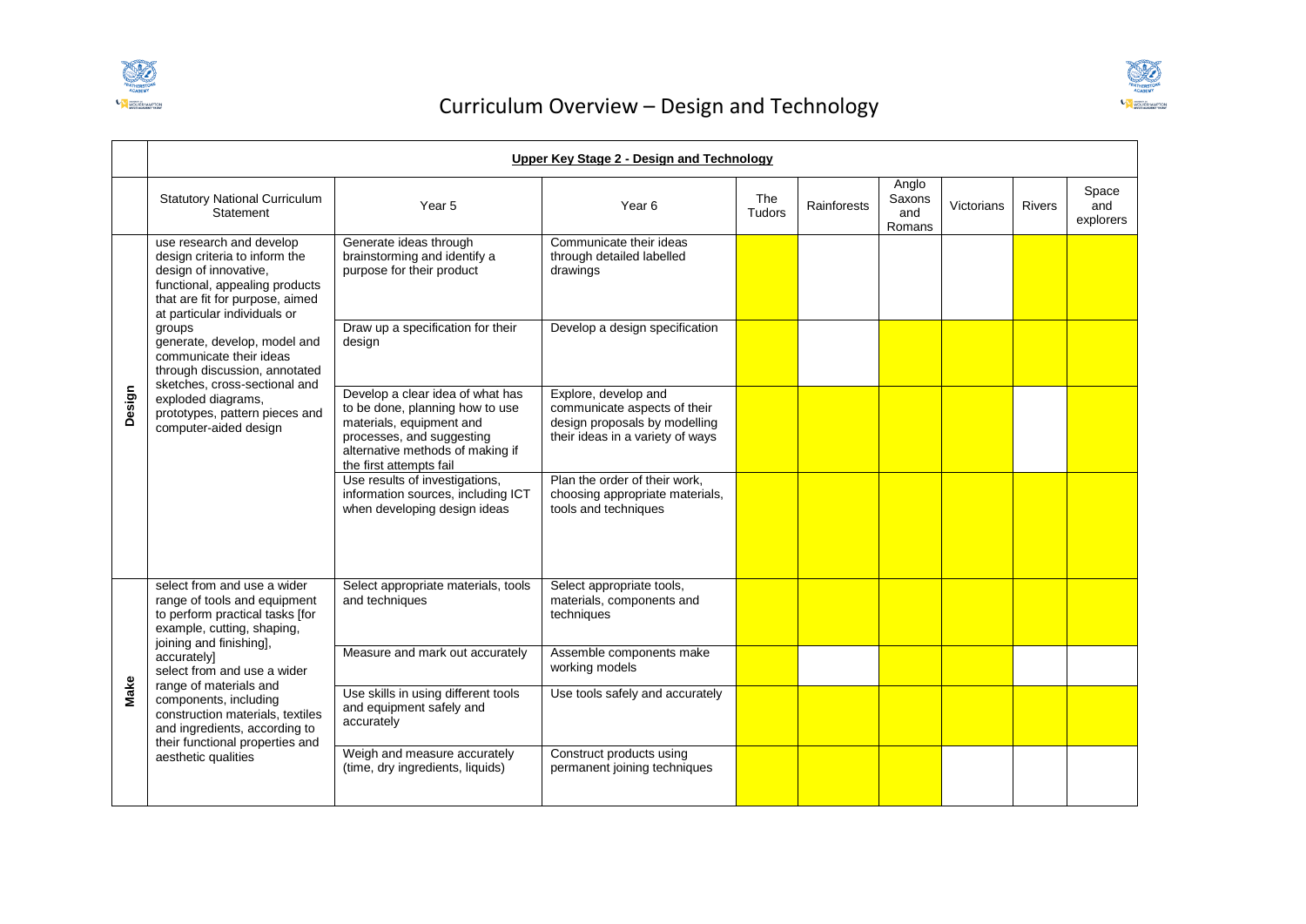# Curriculum Overview – Design and Technology

**Upper Key Stage 2 - Design and Technology**

| | Statutory National Curriculum Statement | Year 5 | Year 6 | The Tudors | Rainforests | Anglo Saxons and Romans | Victorians | Rivers | Space and explorers |
|---|---|---|---|---|---|---|---|---|---|
| **Design** | use research and develop design criteria to inform the design of innovative, functional, appealing products that are fit for purpose, aimed at particular individuals or groups<br>generate, develop, model and communicate their ideas through discussion, annotated sketches, cross-sectional and exploded diagrams, prototypes, pattern pieces and computer-aided design | Generate ideas through brainstorming and identify a purpose for their product | Communicate their ideas through detailed labelled drawings | ✓ | | | | ✓ | ✓ |
| | | Draw up a specification for their design | Develop a design specification | ✓ | | ✓ | ✓ | ✓ | ✓ |
| | | Develop a clear idea of what has to be done, planning how to use materials, equipment and processes, and suggesting alternative methods of making if the first attempts fail | Explore, develop and communicate aspects of their design proposals by modelling their ideas in a variety of ways | ✓ | ✓ | ✓ | ✓ | | ✓ |
| | | Use results of investigations, information sources, including ICT when developing design ideas | Plan the order of their work, choosing appropriate materials, tools and techniques | ✓ | ✓ | ✓ | ✓ | ✓ | ✓ |
| **Make** | select from and use a wider range of tools and equipment to perform practical tasks [for example, cutting, shaping, joining and finishing], accurately]<br>select from and use a wider range of materials and components, including construction materials, textiles and ingredients, according to their functional properties and aesthetic qualities | Select appropriate materials, tools and techniques | Select appropriate tools, materials, components and techniques | ✓ | ✓ | ✓ | ✓ | ✓ | ✓ |
| | | Measure and mark out accurately | Assemble components make working models | ✓ | | ✓ | ✓ | | |
| | | Use skills in using different tools and equipment safely and accurately | Use tools safely and accurately | ✓ | ✓ | ✓ | ✓ | ✓ | ✓ |
| | | Weigh and measure accurately (time, dry ingredients, liquids) | Construct products using permanent joining techniques | ✓ | ✓ | ✓ | | | |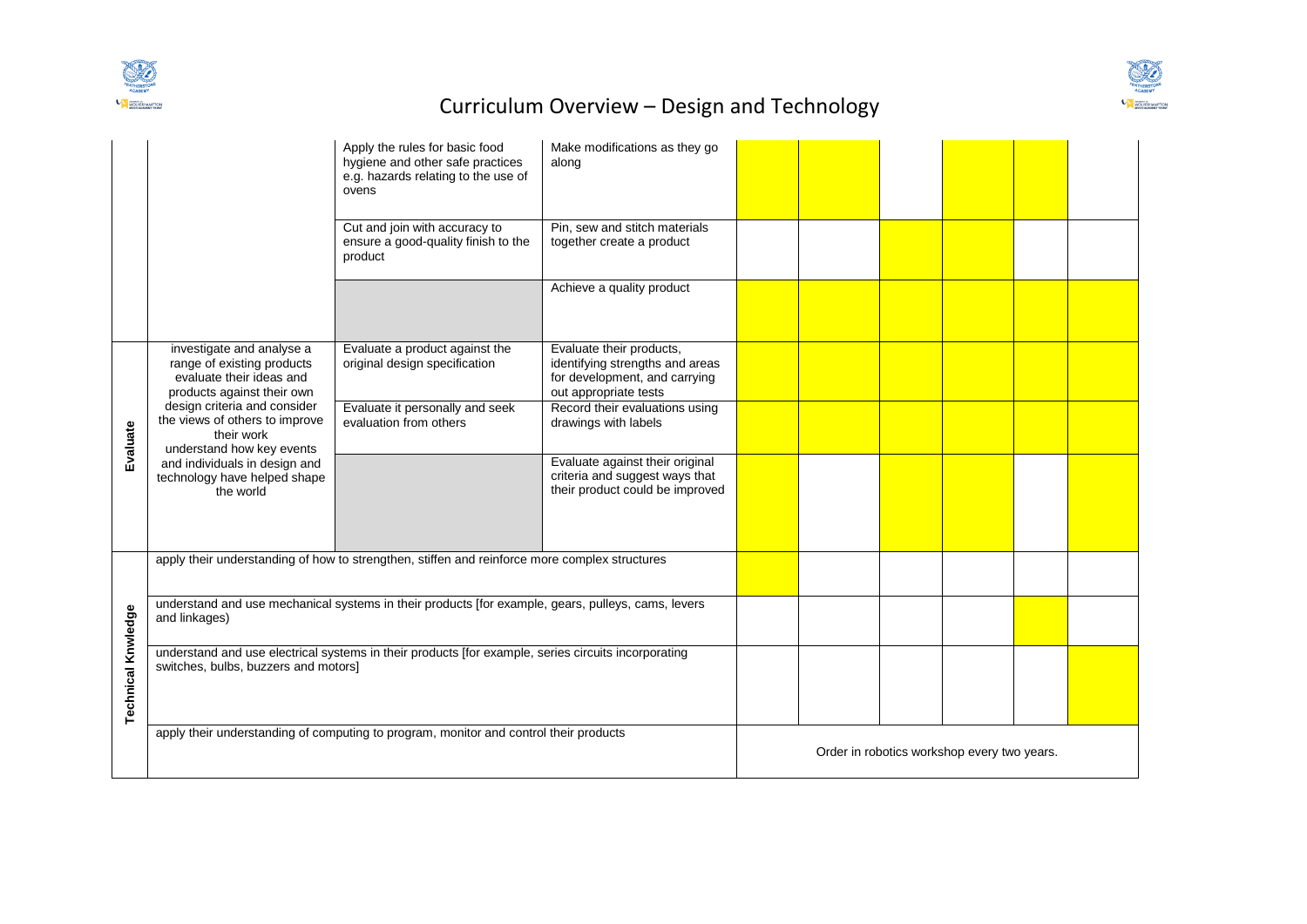| | | | | | | | | | |
|---|---|---|---|---|---|---|---|---|---|
| | | Apply the rules for basic food hygiene and other safe practices e.g. hazards relating to the use of ovens | Make modifications as they go along | | | | | | |
| | | Cut and join with accuracy to ensure a good-quality finish to the product | Pin, sew and stitch materials together create a product | | | | | | |
| | | | Achieve a quality product | | | | | | |
| Evaluate | investigate and analyse a range of existing products evaluate their ideas and products against their own design criteria and consider the views of others to improve their work understand how key events and individuals in design and technology have helped shape the world | Evaluate a product against the original design specification | Evaluate their products, identifying strengths and areas for development, and carrying out appropriate tests | | | | | | |
| | | Evaluate it personally and seek evaluation from others | Record their evaluations using drawings with labels | | | | | | |
| | | | Evaluate against their original criteria and suggest ways that their product could be improved | | | | | | |
| Technical Knwledge | apply their understanding of how to strengthen, stiffen and reinforce more complex structures | | | | | | | | |
| | understand and use mechanical systems in their products [for example, gears, pulleys, cams, levers and linkages) | | | | | | | | |
| | understand and use electrical systems in their products [for example, series circuits incorporating switches, bulbs, buzzers and motors] | | | | | | | | |
| | apply their understanding of computing to program, monitor and control their products | | | Order in robotics workshop every two years. | | | | | |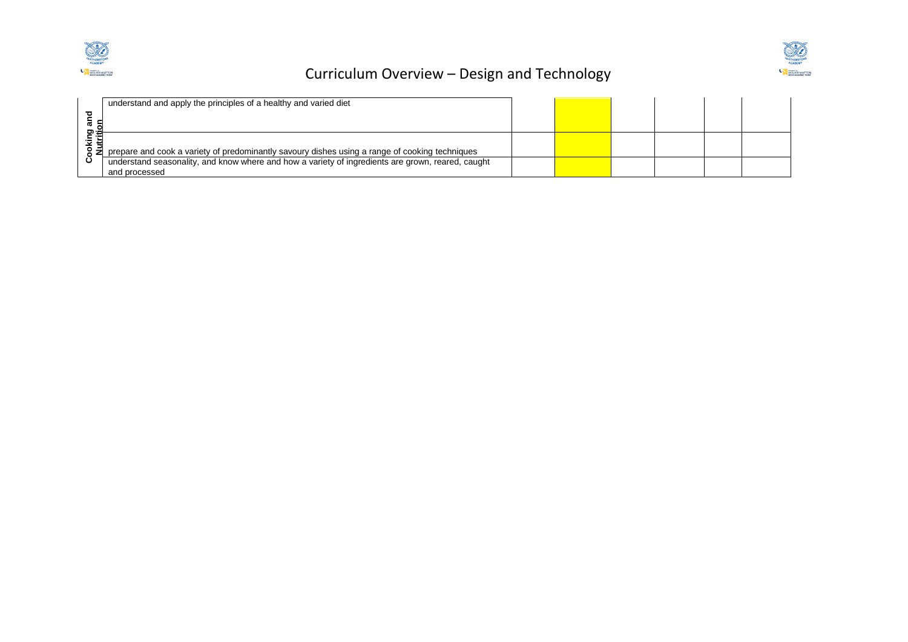# Curriculum Overview – Design and Technology

| | | | | | | | |
|---|---|---|---|---|---|---|---|
| **Cooking and Nutrition** | understand and apply the principles of a healthy and varied diet | | | | | | |
| | prepare and cook a variety of predominantly savoury dishes using a range of cooking techniques | | | | | | |
| | understand seasonality, and know where and how a variety of ingredients are grown, reared, caught and processed | | | | | | |